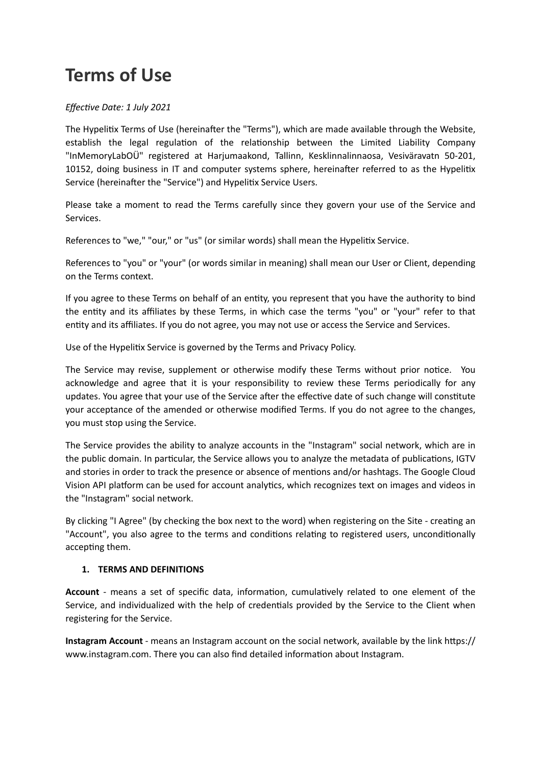# Terms of Use

*Effective Date: 1 July 2021*

The Hypelitix Terms of Use (hereinafter the "Terms"), which are made available through the Website, establish the legal regulation of the relationship between the Limited Liability Company "InMemoryLabOÜ" registered at Harjumaakond, Tallinn, Kesklinnalinnaosa, Vesiväravatn 50-201, 10152, doing business in IT and computer systems sphere, hereinafter referred to as the Hypelitix Service (hereinafter the "Service") and Hypelitix Service Users.

Please take a moment to read the Terms carefully since they govern your use of the Service and Services.

References to "we," "our," or "us" (or similar words) shall mean the Hypelitix Service.

References to "you" or "your" (or words similar in meaning) shall mean our User or Client, depending on the Terms context.

If you agree to these Terms on behalf of an entity, you represent that you have the authority to bind the entity and its affiliates by these Terms, in which case the terms "you" or "your" refer to that entity and its affiliates. If you do not agree, you may not use or access the Service and Services.

Use of the Hypelitix Service is governed by the Terms and Privacy Policy.

The Service may revise, supplement or otherwise modify these Terms without prior notice. You acknowledge and agree that it is your responsibility to review these Terms periodically for any updates. You agree that your use of the Service after the effective date of such change will constitute your acceptance of the amended or otherwise modified Terms. If you do not agree to the changes, you must stop using the Service.

The Service provides the ability to analyze accounts in the "Instagram" social network, which are in the public domain. In particular, the Service allows you to analyze the metadata of publications, IGTV and stories in order to track the presence or absence of mentions and/or hashtags. The Google Cloud Vision API platform can be used for account analytics, which recognizes text on images and videos in the "Instagram" social network.

By clicking "I Agree" (by checking the box next to the word) when registering on the Site - creating an "Account", you also agree to the terms and conditions relating to registered users, unconditionally accepting them.

1. **TERMS AND DEFINITIONS**

**Account** - means a set of specific data, information, cumulatively related to one element of the Service, and individualized with the help of credentials provided by the Service to the Client when registering for the Service.

**Instagram Account** - means an Instagram account on the social network, available by the link https://www.instagram.com. There you can also find detailed information about Instagram.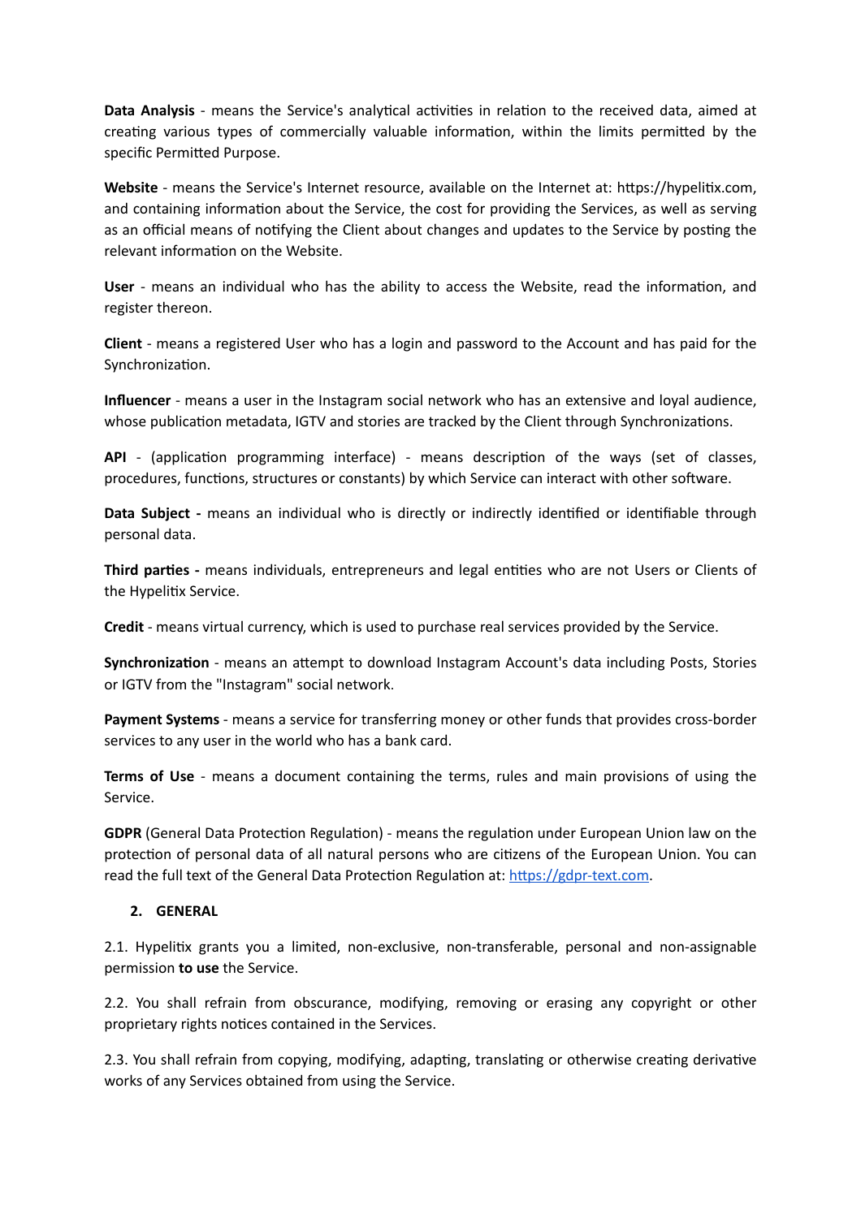**Data Analysis** - means the Service's analytical activities in relation to the received data, aimed at creating various types of commercially valuable information, within the limits permitted by the specific Permitted Purpose.

**Website** - means the Service's Internet resource, available on the Internet at: https://hypelitix.com, and containing information about the Service, the cost for providing the Services, as well as serving as an official means of notifying the Client about changes and updates to the Service by posting the relevant information on the Website.

**User** - means an individual who has the ability to access the Website, read the information, and register thereon.

**Client** - means a registered User who has a login and password to the Account and has paid for the Synchronization.

**Influencer** - means a user in the Instagram social network who has an extensive and loyal audience, whose publication metadata, IGTV and stories are tracked by the Client through Synchronizations.

**API** - (application programming interface) - means description of the ways (set of classes, procedures, functions, structures or constants) by which Service can interact with other software.

**Data Subject -** means an individual who is directly or indirectly identified or identifiable through personal data.

**Third parties -** means individuals, entrepreneurs and legal entities who are not Users or Clients of the Hypelitix Service.

**Credit** - means virtual currency, which is used to purchase real services provided by the Service.

**Synchronization** - means an attempt to download Instagram Account's data including Posts, Stories or IGTV from the "Instagram" social network.

**Payment Systems** - means a service for transferring money or other funds that provides cross-border services to any user in the world who has a bank card.

**Terms of Use** - means a document containing the terms, rules and main provisions of using the Service.

**GDPR** (General Data Protection Regulation) - means the regulation under European Union law on the protection of personal data of all natural persons who are citizens of the European Union. You can read the full text of the General Data Protection Regulation at: [https://gdpr-text.com](https://gdpr-text.com).

## 2. GENERAL

2.1. Hypelitix grants you a limited, non-exclusive, non-transferable, personal and non-assignable permission **to use** the Service.

2.2. You shall refrain from obscurance, modifying, removing or erasing any copyright or other proprietary rights notices contained in the Services.

2.3. You shall refrain from copying, modifying, adapting, translating or otherwise creating derivative works of any Services obtained from using the Service.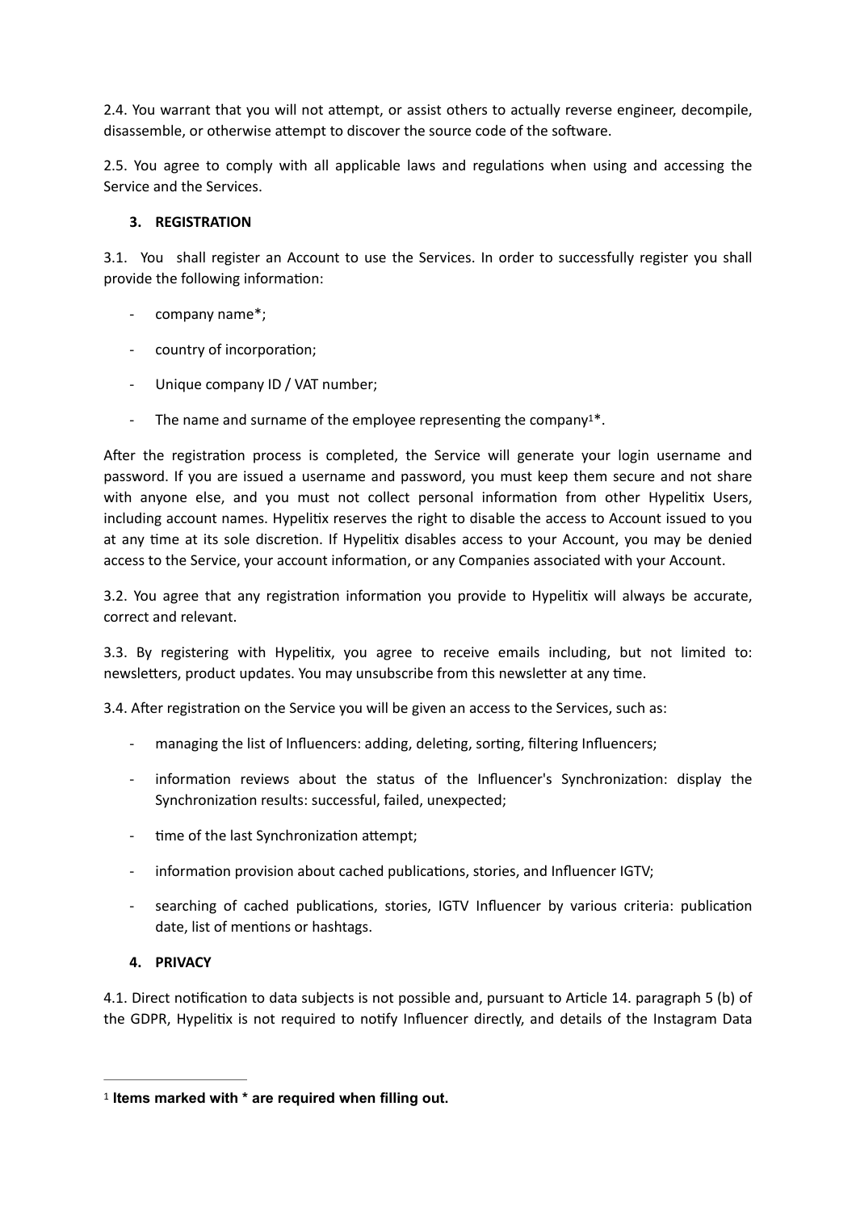2.4. You warrant that you will not attempt, or assist others to actually reverse engineer, decompile, disassemble, or otherwise attempt to discover the source code of the software.

2.5. You agree to comply with all applicable laws and regulations when using and accessing the Service and the Services.

## 3. REGISTRATION

3.1. You shall register an Account to use the Services. In order to successfully register you shall provide the following information:

- company name*;
- country of incorporation;
- Unique company ID / VAT number;
- The name and surname of the employee representing the company[1]*.

After the registration process is completed, the Service will generate your login username and password. If you are issued a username and password, you must keep them secure and not share with anyone else, and you must not collect personal information from other Hypelitix Users, including account names. Hypelitix reserves the right to disable the access to Account issued to you at any time at its sole discretion. If Hypelitix disables access to your Account, you may be denied access to the Service, your account information, or any Companies associated with your Account.

3.2. You agree that any registration information you provide to Hypelitix will always be accurate, correct and relevant.

3.3. By registering with Hypelitix, you agree to receive emails including, but not limited to: newsletters, product updates. You may unsubscribe from this newsletter at any time.

3.4. After registration on the Service you will be given an access to the Services, such as:

- managing the list of Influencers: adding, deleting, sorting, filtering Influencers;
- information reviews about the status of the Influencer's Synchronization: display the Synchronization results: successful, failed, unexpected;
- time of the last Synchronization attempt;
- information provision about cached publications, stories, and Influencer IGTV;
- searching of cached publications, stories, IGTV Influencer by various criteria: publication date, list of mentions or hashtags.

## 4. PRIVACY

4.1. Direct notification to data subjects is not possible and, pursuant to Article 14. paragraph 5 (b) of the GDPR, Hypelitix is not required to notify Influencer directly, and details of the Instagram Data

---

[1] **Items marked with * are required when filling out.**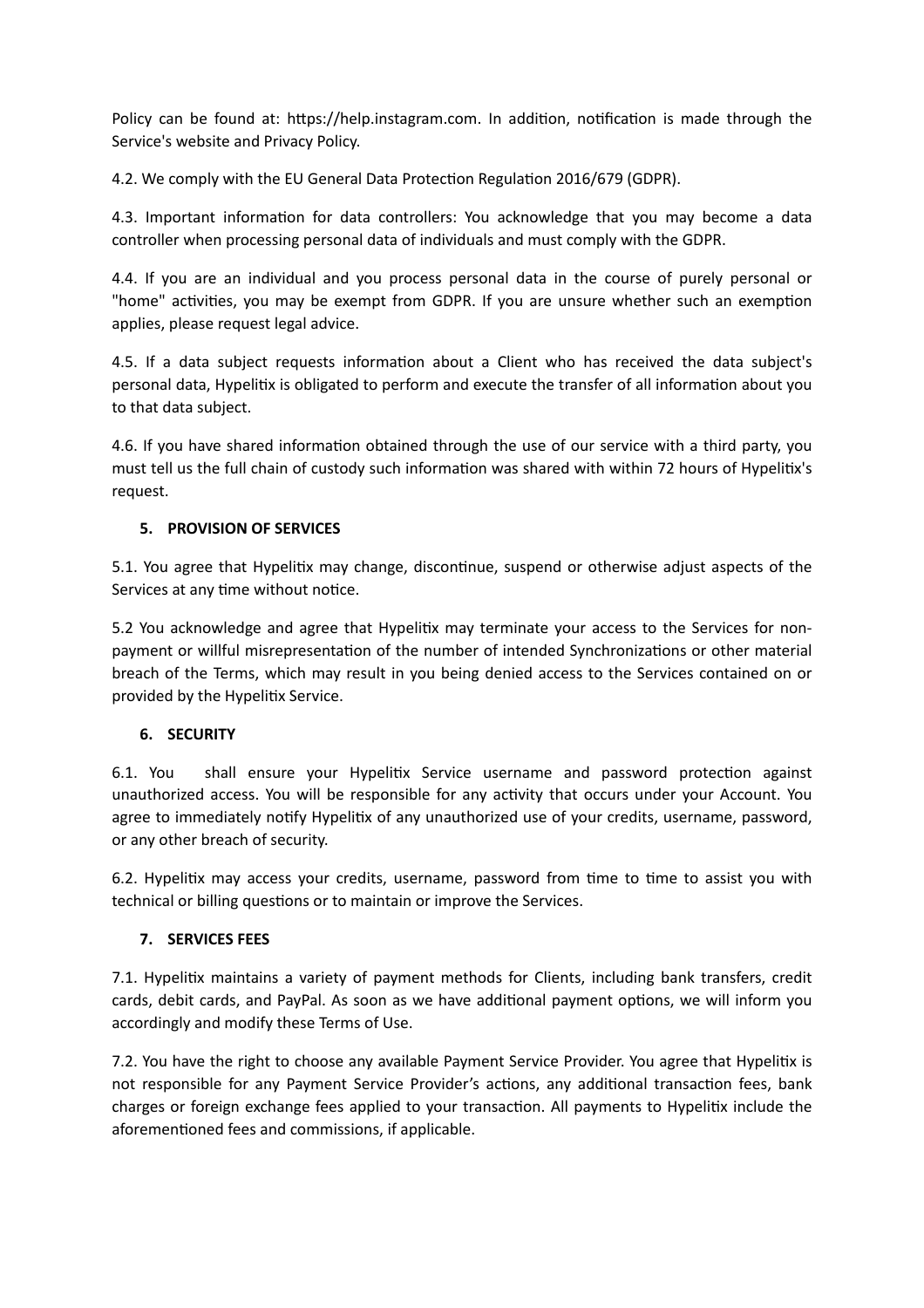Policy can be found at: https://help.instagram.com. In addition, notification is made through the Service's website and Privacy Policy.

4.2. We comply with the EU General Data Protection Regulation 2016/679 (GDPR).

4.3. Important information for data controllers: You acknowledge that you may become a data controller when processing personal data of individuals and must comply with the GDPR.

4.4. If you are an individual and you process personal data in the course of purely personal or "home" activities, you may be exempt from GDPR. If you are unsure whether such an exemption applies, please request legal advice.

4.5. If a data subject requests information about a Client who has received the data subject's personal data, Hypelitix is obligated to perform and execute the transfer of all information about you to that data subject.

4.6. If you have shared information obtained through the use of our service with a third party, you must tell us the full chain of custody such information was shared with within 72 hours of Hypelitix's request.

## 5. PROVISION OF SERVICES

5.1. You agree that Hypelitix may change, discontinue, suspend or otherwise adjust aspects of the Services at any time without notice.

5.2 You acknowledge and agree that Hypelitix may terminate your access to the Services for non-payment or willful misrepresentation of the number of intended Synchronizations or other material breach of the Terms, which may result in you being denied access to the Services contained on or provided by the Hypelitix Service.

## 6. SECURITY

6.1. You shall ensure your Hypelitix Service username and password protection against unauthorized access. You will be responsible for any activity that occurs under your Account. You agree to immediately notify Hypelitix of any unauthorized use of your credits, username, password, or any other breach of security.

6.2. Hypelitix may access your credits, username, password from time to time to assist you with technical or billing questions or to maintain or improve the Services.

## 7. SERVICES FEES

7.1. Hypelitix maintains a variety of payment methods for Clients, including bank transfers, credit cards, debit cards, and PayPal. As soon as we have additional payment options, we will inform you accordingly and modify these Terms of Use.

7.2. You have the right to choose any available Payment Service Provider. You agree that Hypelitix is not responsible for any Payment Service Provider's actions, any additional transaction fees, bank charges or foreign exchange fees applied to your transaction. All payments to Hypelitix include the aforementioned fees and commissions, if applicable.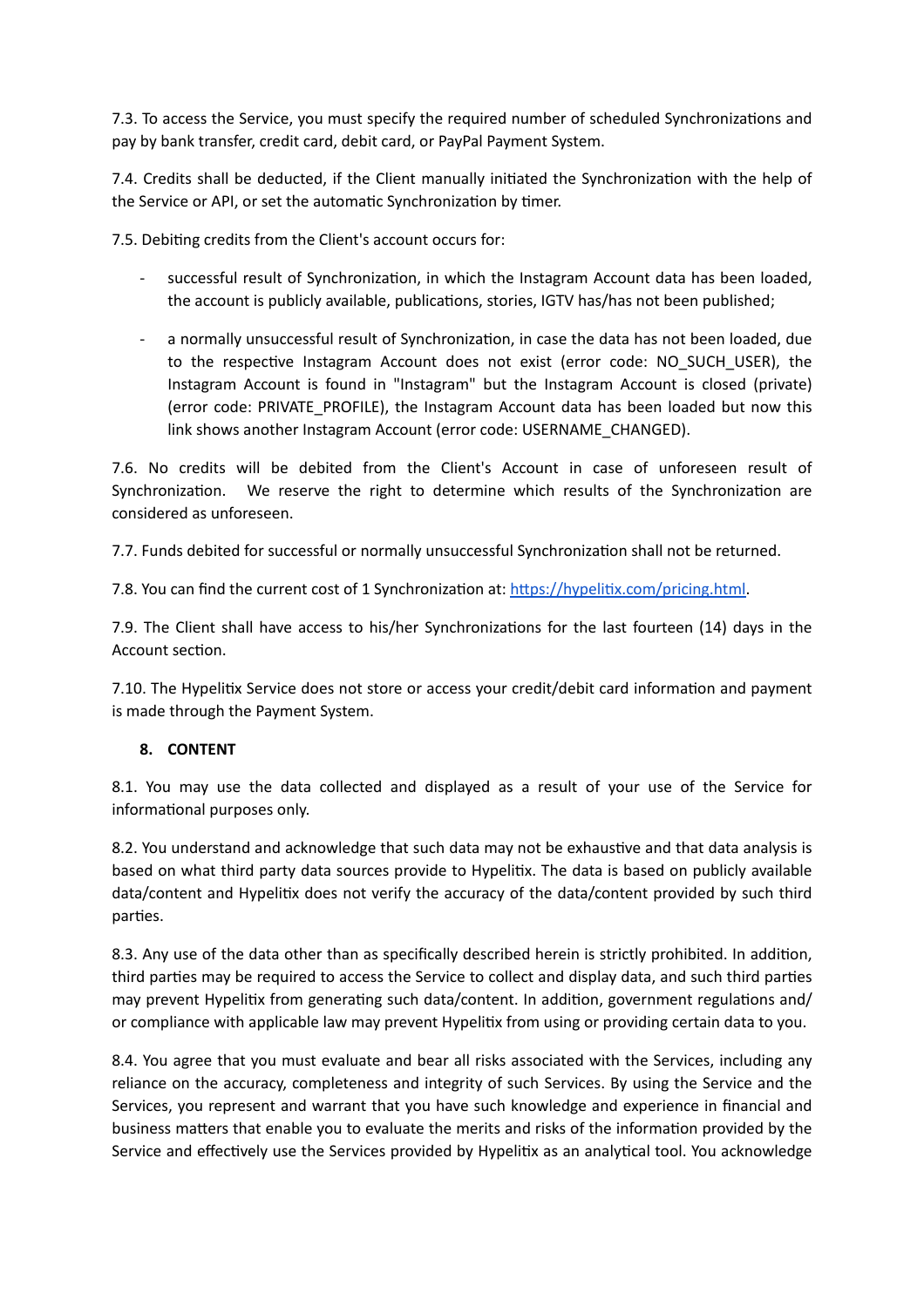7.3. To access the Service, you must specify the required number of scheduled Synchronizations and pay by bank transfer, credit card, debit card, or PayPal Payment System.

7.4. Credits shall be deducted, if the Client manually initiated the Synchronization with the help of the Service or API, or set the automatic Synchronization by timer.

7.5. Debiting credits from the Client's account occurs for:

- successful result of Synchronization, in which the Instagram Account data has been loaded, the account is publicly available, publications, stories, IGTV has/has not been published;
- a normally unsuccessful result of Synchronization, in case the data has not been loaded, due to the respective Instagram Account does not exist (error code: NO_SUCH_USER), the Instagram Account is found in "Instagram" but the Instagram Account is closed (private) (error code: PRIVATE_PROFILE), the Instagram Account data has been loaded but now this link shows another Instagram Account (error code: USERNAME_CHANGED).

7.6. No credits will be debited from the Client's Account in case of unforeseen result of Synchronization. We reserve the right to determine which results of the Synchronization are considered as unforeseen.

7.7. Funds debited for successful or normally unsuccessful Synchronization shall not be returned.

7.8. You can find the current cost of 1 Synchronization at: [https://hypelitix.com/pricing.html](https://hypelitix.com/pricing.html).

7.9. The Client shall have access to his/her Synchronizations for the last fourteen (14) days in the Account section.

7.10. The Hypelitix Service does not store or access your credit/debit card information and payment is made through the Payment System.

## 8. CONTENT

8.1. You may use the data collected and displayed as a result of your use of the Service for informational purposes only.

8.2. You understand and acknowledge that such data may not be exhaustive and that data analysis is based on what third party data sources provide to Hypelitix. The data is based on publicly available data/content and Hypelitix does not verify the accuracy of the data/content provided by such third parties.

8.3. Any use of the data other than as specifically described herein is strictly prohibited. In addition, third parties may be required to access the Service to collect and display data, and such third parties may prevent Hypelitix from generating such data/content. In addition, government regulations and/or compliance with applicable law may prevent Hypelitix from using or providing certain data to you.

8.4. You agree that you must evaluate and bear all risks associated with the Services, including any reliance on the accuracy, completeness and integrity of such Services. By using the Service and the Services, you represent and warrant that you have such knowledge and experience in financial and business matters that enable you to evaluate the merits and risks of the information provided by the Service and effectively use the Services provided by Hypelitix as an analytical tool. You acknowledge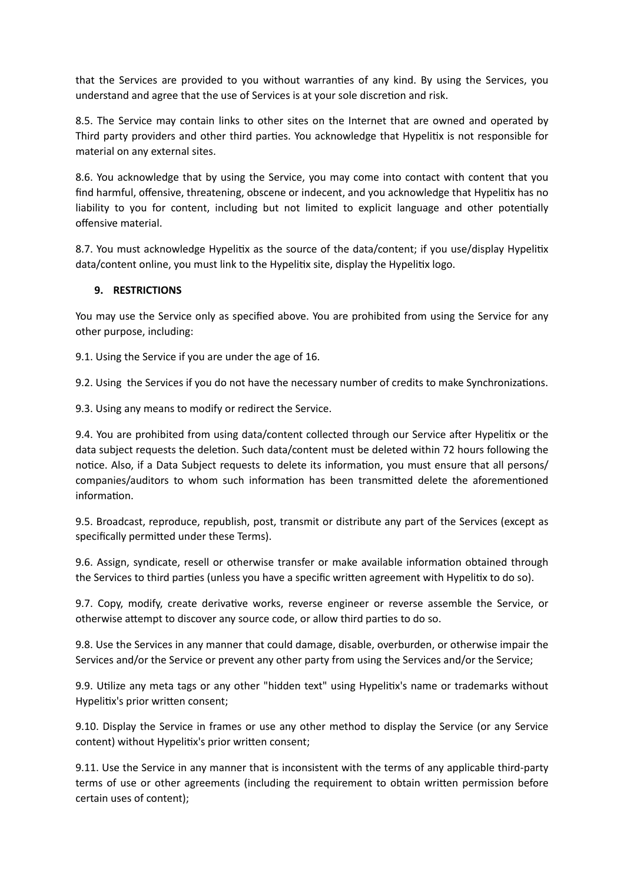that the Services are provided to you without warranties of any kind. By using the Services, you understand and agree that the use of Services is at your sole discretion and risk.

8.5. The Service may contain links to other sites on the Internet that are owned and operated by Third party providers and other third parties. You acknowledge that Hypelitix is not responsible for material on any external sites.

8.6. You acknowledge that by using the Service, you may come into contact with content that you find harmful, offensive, threatening, obscene or indecent, and you acknowledge that Hypelitix has no liability to you for content, including but not limited to explicit language and other potentially offensive material.

8.7. You must acknowledge Hypelitix as the source of the data/content; if you use/display Hypelitix data/content online, you must link to the Hypelitix site, display the Hypelitix logo.

## 9. RESTRICTIONS

You may use the Service only as specified above. You are prohibited from using the Service for any other purpose, including:

9.1. Using the Service if you are under the age of 16.

9.2. Using the Services if you do not have the necessary number of credits to make Synchronizations.

9.3. Using any means to modify or redirect the Service.

9.4. You are prohibited from using data/content collected through our Service after Hypelitix or the data subject requests the deletion. Such data/content must be deleted within 72 hours following the notice. Also, if a Data Subject requests to delete its information, you must ensure that all persons/ companies/auditors to whom such information has been transmitted delete the aforementioned information.

9.5. Broadcast, reproduce, republish, post, transmit or distribute any part of the Services (except as specifically permitted under these Terms).

9.6. Assign, syndicate, resell or otherwise transfer or make available information obtained through the Services to third parties (unless you have a specific written agreement with Hypelitix to do so).

9.7. Copy, modify, create derivative works, reverse engineer or reverse assemble the Service, or otherwise attempt to discover any source code, or allow third parties to do so.

9.8. Use the Services in any manner that could damage, disable, overburden, or otherwise impair the Services and/or the Service or prevent any other party from using the Services and/or the Service;

9.9. Utilize any meta tags or any other "hidden text" using Hypelitix's name or trademarks without Hypelitix's prior written consent;

9.10. Display the Service in frames or use any other method to display the Service (or any Service content) without Hypelitix's prior written consent;

9.11. Use the Service in any manner that is inconsistent with the terms of any applicable third-party terms of use or other agreements (including the requirement to obtain written permission before certain uses of content);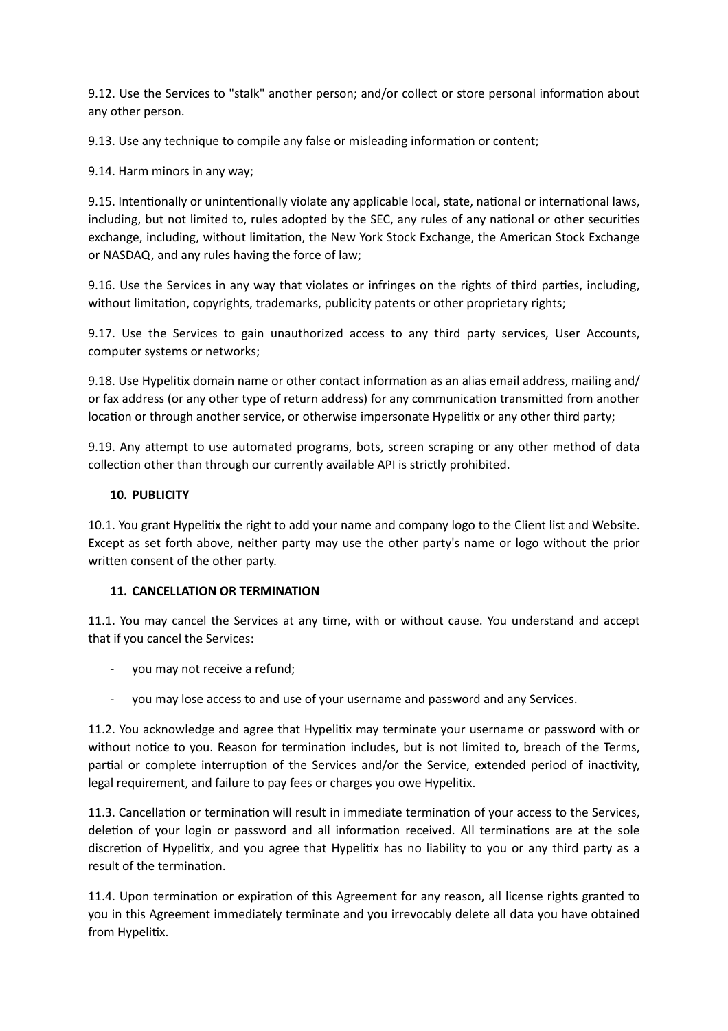9.12. Use the Services to "stalk" another person; and/or collect or store personal information about any other person.

9.13. Use any technique to compile any false or misleading information or content;

9.14. Harm minors in any way;

9.15. Intentionally or unintentionally violate any applicable local, state, national or international laws, including, but not limited to, rules adopted by the SEC, any rules of any national or other securities exchange, including, without limitation, the New York Stock Exchange, the American Stock Exchange or NASDAQ, and any rules having the force of law;

9.16. Use the Services in any way that violates or infringes on the rights of third parties, including, without limitation, copyrights, trademarks, publicity patents or other proprietary rights;

9.17. Use the Services to gain unauthorized access to any third party services, User Accounts, computer systems or networks;

9.18. Use Hypelitix domain name or other contact information as an alias email address, mailing and/or fax address (or any other type of return address) for any communication transmitted from another location or through another service, or otherwise impersonate Hypelitix or any other third party;

9.19. Any attempt to use automated programs, bots, screen scraping or any other method of data collection other than through our currently available API is strictly prohibited.

## 10. PUBLICITY

10.1. You grant Hypelitix the right to add your name and company logo to the Client list and Website. Except as set forth above, neither party may use the other party's name or logo without the prior written consent of the other party.

## 11. CANCELLATION OR TERMINATION

11.1. You may cancel the Services at any time, with or without cause. You understand and accept that if you cancel the Services:

- you may not receive a refund;
- you may lose access to and use of your username and password and any Services.

11.2. You acknowledge and agree that Hypelitix may terminate your username or password with or without notice to you. Reason for termination includes, but is not limited to, breach of the Terms, partial or complete interruption of the Services and/or the Service, extended period of inactivity, legal requirement, and failure to pay fees or charges you owe Hypelitix.

11.3. Cancellation or termination will result in immediate termination of your access to the Services, deletion of your login or password and all information received. All terminations are at the sole discretion of Hypelitix, and you agree that Hypelitix has no liability to you or any third party as a result of the termination.

11.4. Upon termination or expiration of this Agreement for any reason, all license rights granted to you in this Agreement immediately terminate and you irrevocably delete all data you have obtained from Hypelitix.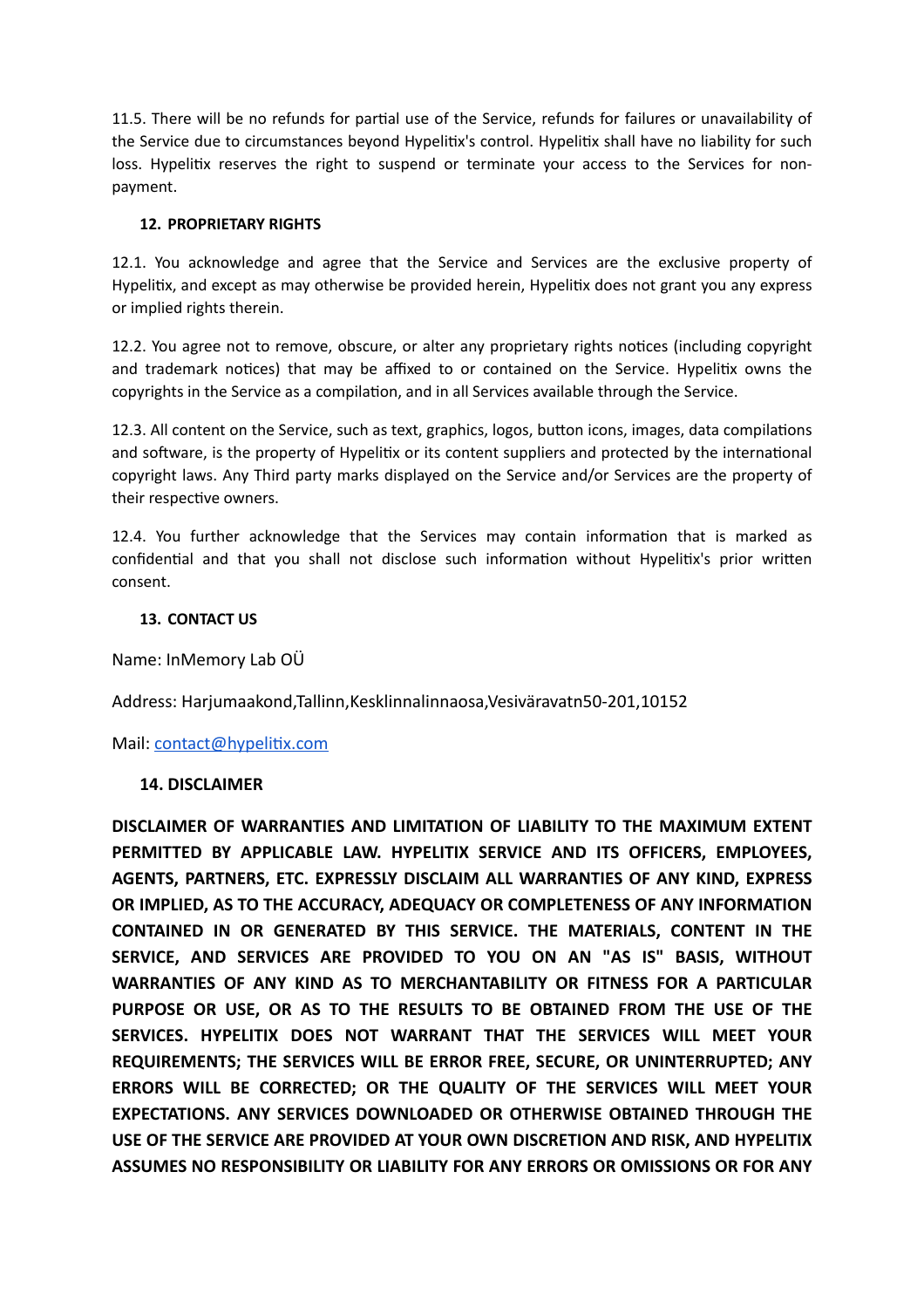11.5. There will be no refunds for partial use of the Service, refunds for failures or unavailability of the Service due to circumstances beyond Hypelitix's control. Hypelitix shall have no liability for such loss. Hypelitix reserves the right to suspend or terminate your access to the Services for non-payment.

## 12. PROPRIETARY RIGHTS

12.1. You acknowledge and agree that the Service and Services are the exclusive property of Hypelitix, and except as may otherwise be provided herein, Hypelitix does not grant you any express or implied rights therein.

12.2. You agree not to remove, obscure, or alter any proprietary rights notices (including copyright and trademark notices) that may be affixed to or contained on the Service. Hypelitix owns the copyrights in the Service as a compilation, and in all Services available through the Service.

12.3. All content on the Service, such as text, graphics, logos, button icons, images, data compilations and software, is the property of Hypelitix or its content suppliers and protected by the international copyright laws. Any Third party marks displayed on the Service and/or Services are the property of their respective owners.

12.4. You further acknowledge that the Services may contain information that is marked as confidential and that you shall not disclose such information without Hypelitix's prior written consent.

## 13. CONTACT US

Name: InMemory Lab OÜ

Address: Harjumaakond,Tallinn,Kesklinnalinnaosa,Vesiväravatn50-201,10152

Mail: contact@hypelitix.com

## 14. DISCLAIMER

**DISCLAIMER OF WARRANTIES AND LIMITATION OF LIABILITY TO THE MAXIMUM EXTENT PERMITTED BY APPLICABLE LAW. HYPELITIX SERVICE AND ITS OFFICERS, EMPLOYEES, AGENTS, PARTNERS, ETC. EXPRESSLY DISCLAIM ALL WARRANTIES OF ANY KIND, EXPRESS OR IMPLIED, AS TO THE ACCURACY, ADEQUACY OR COMPLETENESS OF ANY INFORMATION CONTAINED IN OR GENERATED BY THIS SERVICE. THE MATERIALS, CONTENT IN THE SERVICE, AND SERVICES ARE PROVIDED TO YOU ON AN "AS IS" BASIS, WITHOUT WARRANTIES OF ANY KIND AS TO MERCHANTABILITY OR FITNESS FOR A PARTICULAR PURPOSE OR USE, OR AS TO THE RESULTS TO BE OBTAINED FROM THE USE OF THE SERVICES. HYPELITIX DOES NOT WARRANT THAT THE SERVICES WILL MEET YOUR REQUIREMENTS; THE SERVICES WILL BE ERROR FREE, SECURE, OR UNINTERRUPTED; ANY ERRORS WILL BE CORRECTED; OR THE QUALITY OF THE SERVICES WILL MEET YOUR EXPECTATIONS. ANY SERVICES DOWNLOADED OR OTHERWISE OBTAINED THROUGH THE USE OF THE SERVICE ARE PROVIDED AT YOUR OWN DISCRETION AND RISK, AND HYPELITIX ASSUMES NO RESPONSIBILITY OR LIABILITY FOR ANY ERRORS OR OMISSIONS OR FOR ANY**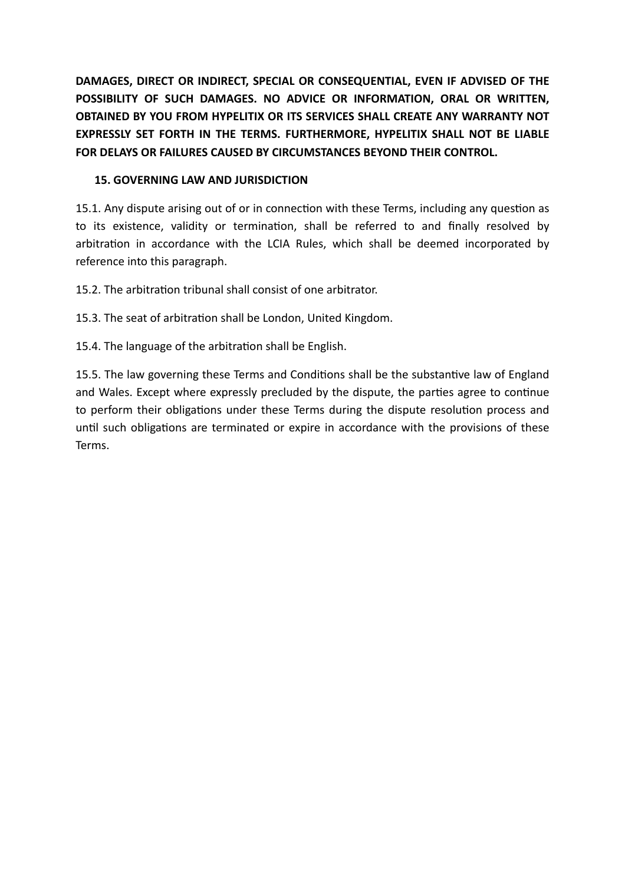**DAMAGES, DIRECT OR INDIRECT, SPECIAL OR CONSEQUENTIAL, EVEN IF ADVISED OF THE POSSIBILITY OF SUCH DAMAGES. NO ADVICE OR INFORMATION, ORAL OR WRITTEN, OBTAINED BY YOU FROM HYPELITIX OR ITS SERVICES SHALL CREATE ANY WARRANTY NOT EXPRESSLY SET FORTH IN THE TERMS. FURTHERMORE, HYPELITIX SHALL NOT BE LIABLE FOR DELAYS OR FAILURES CAUSED BY CIRCUMSTANCES BEYOND THEIR CONTROL.**

## 15. GOVERNING LAW AND JURISDICTION

15.1. Any dispute arising out of or in connection with these Terms, including any question as to its existence, validity or termination, shall be referred to and finally resolved by arbitration in accordance with the LCIA Rules, which shall be deemed incorporated by reference into this paragraph.

15.2. The arbitration tribunal shall consist of one arbitrator.

15.3. The seat of arbitration shall be London, United Kingdom.

15.4. The language of the arbitration shall be English.

15.5. The law governing these Terms and Conditions shall be the substantive law of England and Wales. Except where expressly precluded by the dispute, the parties agree to continue to perform their obligations under these Terms during the dispute resolution process and until such obligations are terminated or expire in accordance with the provisions of these Terms.